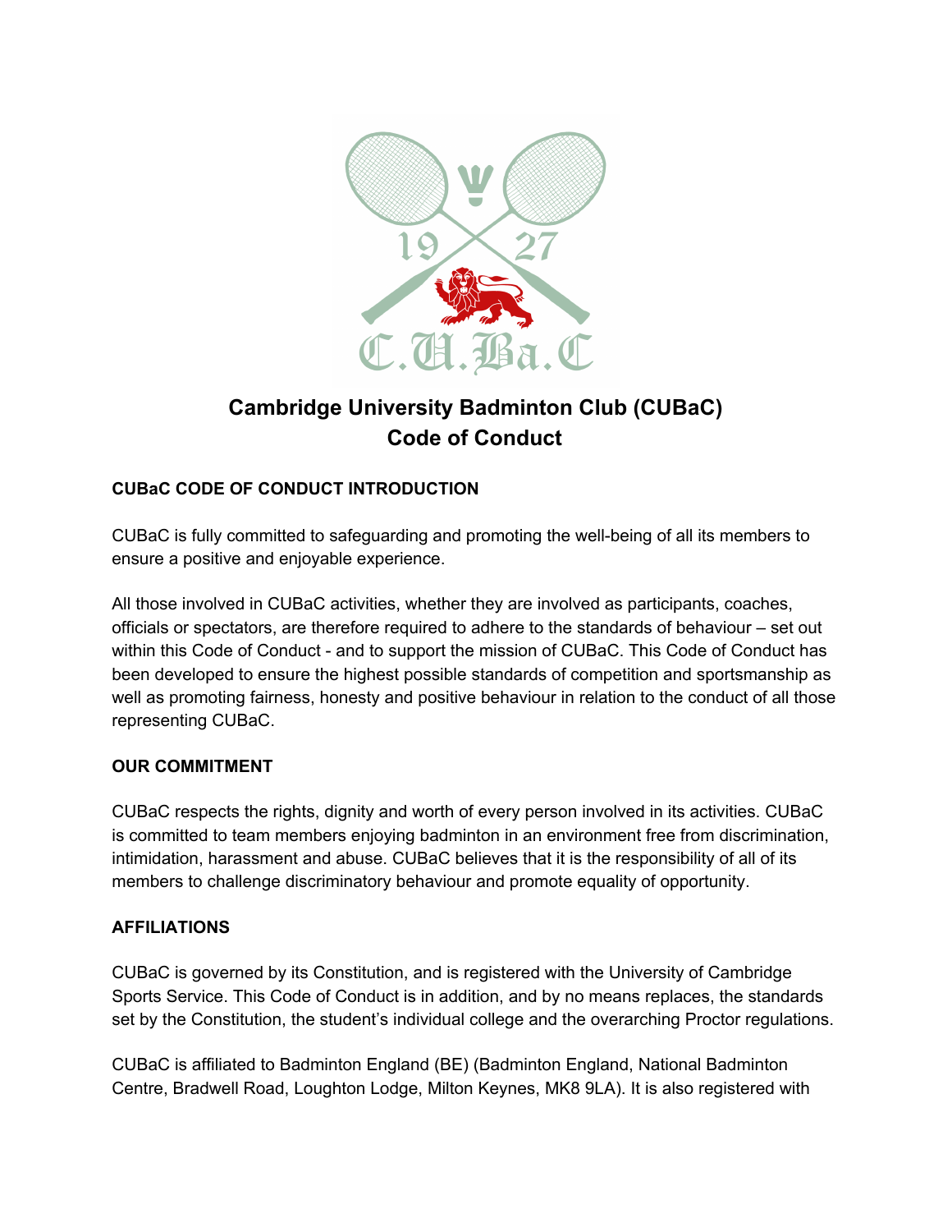# Cambridge University Badminton Club (CUBaC)
# Code of Conduct

## CUBaC CODE OF CONDUCT INTRODUCTION

CUBaC is fully committed to safeguarding and promoting the well-being of all its members to ensure a positive and enjoyable experience.

All those involved in CUBaC activities, whether they are involved as participants, coaches, officials or spectators, are therefore required to adhere to the standards of behaviour – set out within this Code of Conduct - and to support the mission of CUBaC. This Code of Conduct has been developed to ensure the highest possible standards of competition and sportsmanship as well as promoting fairness, honesty and positive behaviour in relation to the conduct of all those representing CUBaC.

## OUR COMMITMENT

CUBaC respects the rights, dignity and worth of every person involved in its activities. CUBaC is committed to team members enjoying badminton in an environment free from discrimination, intimidation, harassment and abuse. CUBaC believes that it is the responsibility of all of its members to challenge discriminatory behaviour and promote equality of opportunity.

## AFFILIATIONS

CUBaC is governed by its Constitution, and is registered with the University of Cambridge Sports Service. This Code of Conduct is in addition, and by no means replaces, the standards set by the Constitution, the student's individual college and the overarching Proctor regulations.

CUBaC is affiliated to Badminton England (BE) (Badminton England, National Badminton Centre, Bradwell Road, Loughton Lodge, Milton Keynes, MK8 9LA). It is also registered with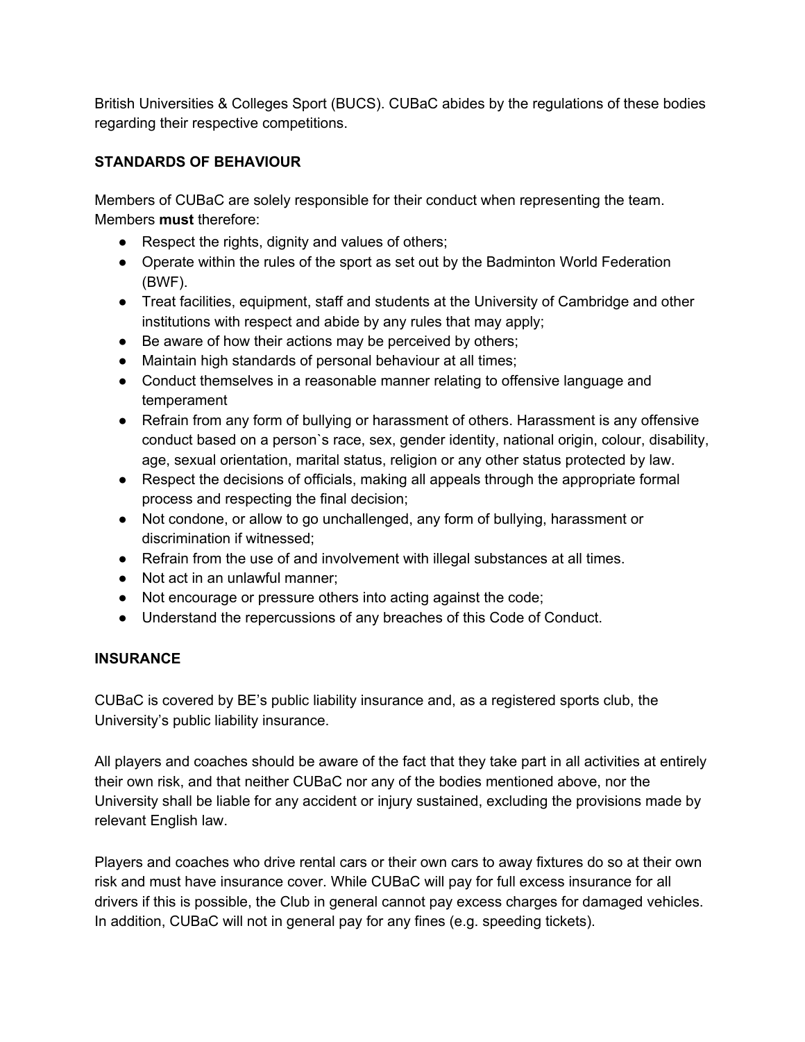British Universities & Colleges Sport (BUCS). CUBaC abides by the regulations of these bodies regarding their respective competitions.

**STANDARDS OF BEHAVIOUR**

Members of CUBaC are solely responsible for their conduct when representing the team. Members **must** therefore:

- Respect the rights, dignity and values of others;
- Operate within the rules of the sport as set out by the Badminton World Federation (BWF).
- Treat facilities, equipment, staff and students at the University of Cambridge and other institutions with respect and abide by any rules that may apply;
- Be aware of how their actions may be perceived by others;
- Maintain high standards of personal behaviour at all times;
- Conduct themselves in a reasonable manner relating to offensive language and temperament
- Refrain from any form of bullying or harassment of others. Harassment is any offensive conduct based on a person`s race, sex, gender identity, national origin, colour, disability, age, sexual orientation, marital status, religion or any other status protected by law.
- Respect the decisions of officials, making all appeals through the appropriate formal process and respecting the final decision;
- Not condone, or allow to go unchallenged, any form of bullying, harassment or discrimination if witnessed;
- Refrain from the use of and involvement with illegal substances at all times.
- Not act in an unlawful manner;
- Not encourage or pressure others into acting against the code;
- Understand the repercussions of any breaches of this Code of Conduct.

**INSURANCE**

CUBaC is covered by BE's public liability insurance and, as a registered sports club, the University's public liability insurance.

All players and coaches should be aware of the fact that they take part in all activities at entirely their own risk, and that neither CUBaC nor any of the bodies mentioned above, nor the University shall be liable for any accident or injury sustained, excluding the provisions made by relevant English law.

Players and coaches who drive rental cars or their own cars to away fixtures do so at their own risk and must have insurance cover. While CUBaC will pay for full excess insurance for all drivers if this is possible, the Club in general cannot pay excess charges for damaged vehicles. In addition, CUBaC will not in general pay for any fines (e.g. speeding tickets).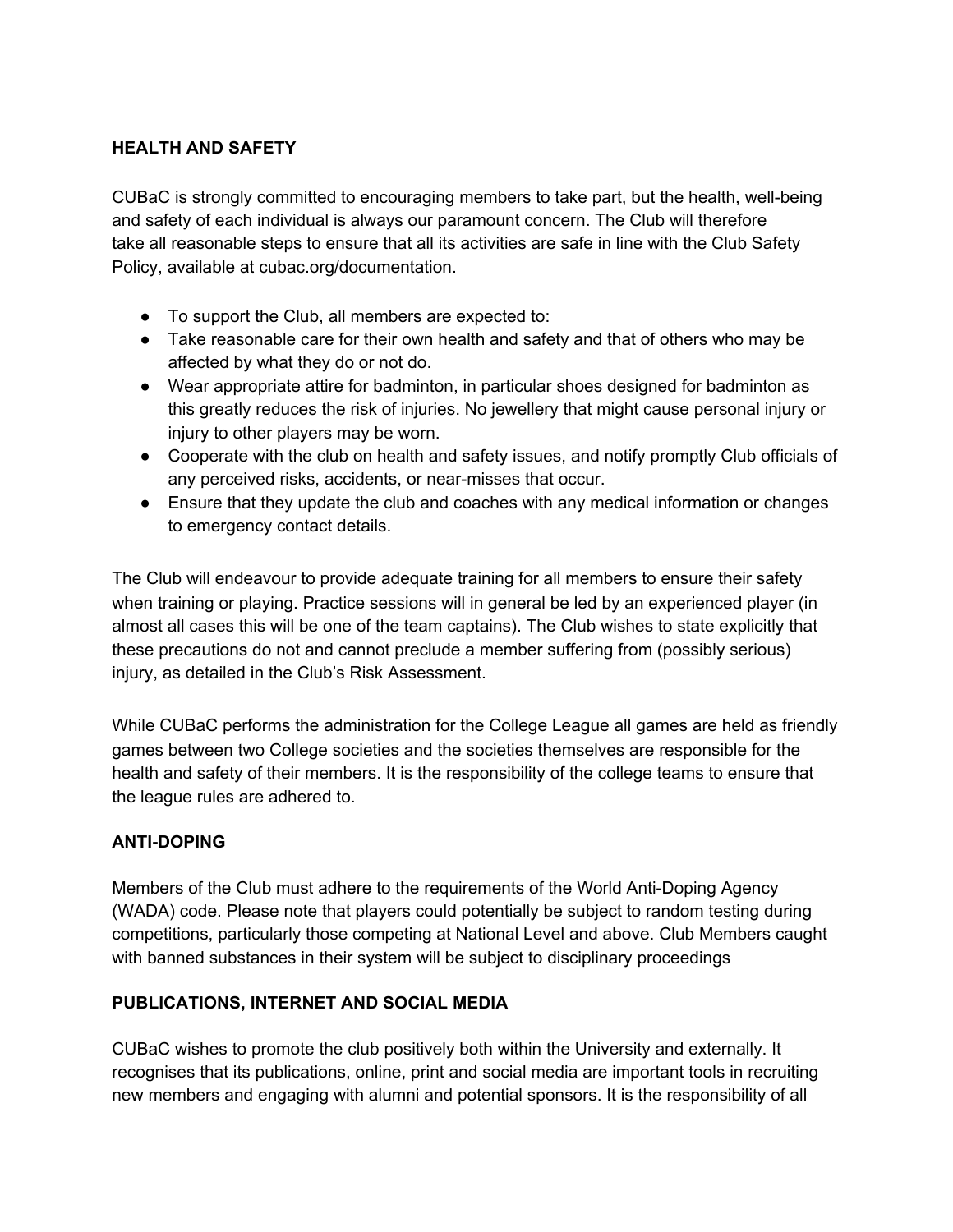**HEALTH AND SAFETY**

CUBaC is strongly committed to encouraging members to take part, but the health, well-being and safety of each individual is always our paramount concern. The Club will therefore take all reasonable steps to ensure that all its activities are safe in line with the Club Safety Policy, available at cubac.org/documentation.

- To support the Club, all members are expected to:
- Take reasonable care for their own health and safety and that of others who may be affected by what they do or not do.
- Wear appropriate attire for badminton, in particular shoes designed for badminton as this greatly reduces the risk of injuries. No jewellery that might cause personal injury or injury to other players may be worn.
- Cooperate with the club on health and safety issues, and notify promptly Club officials of any perceived risks, accidents, or near-misses that occur.
- Ensure that they update the club and coaches with any medical information or changes to emergency contact details.

The Club will endeavour to provide adequate training for all members to ensure their safety when training or playing. Practice sessions will in general be led by an experienced player (in almost all cases this will be one of the team captains). The Club wishes to state explicitly that these precautions do not and cannot preclude a member suffering from (possibly serious) injury, as detailed in the Club's Risk Assessment.

While CUBaC performs the administration for the College League all games are held as friendly games between two College societies and the societies themselves are responsible for the health and safety of their members. It is the responsibility of the college teams to ensure that the league rules are adhered to.

**ANTI-DOPING**

Members of the Club must adhere to the requirements of the World Anti-Doping Agency (WADA) code. Please note that players could potentially be subject to random testing during competitions, particularly those competing at National Level and above. Club Members caught with banned substances in their system will be subject to disciplinary proceedings

**PUBLICATIONS, INTERNET AND SOCIAL MEDIA**

CUBaC wishes to promote the club positively both within the University and externally. It recognises that its publications, online, print and social media are important tools in recruiting new members and engaging with alumni and potential sponsors. It is the responsibility of all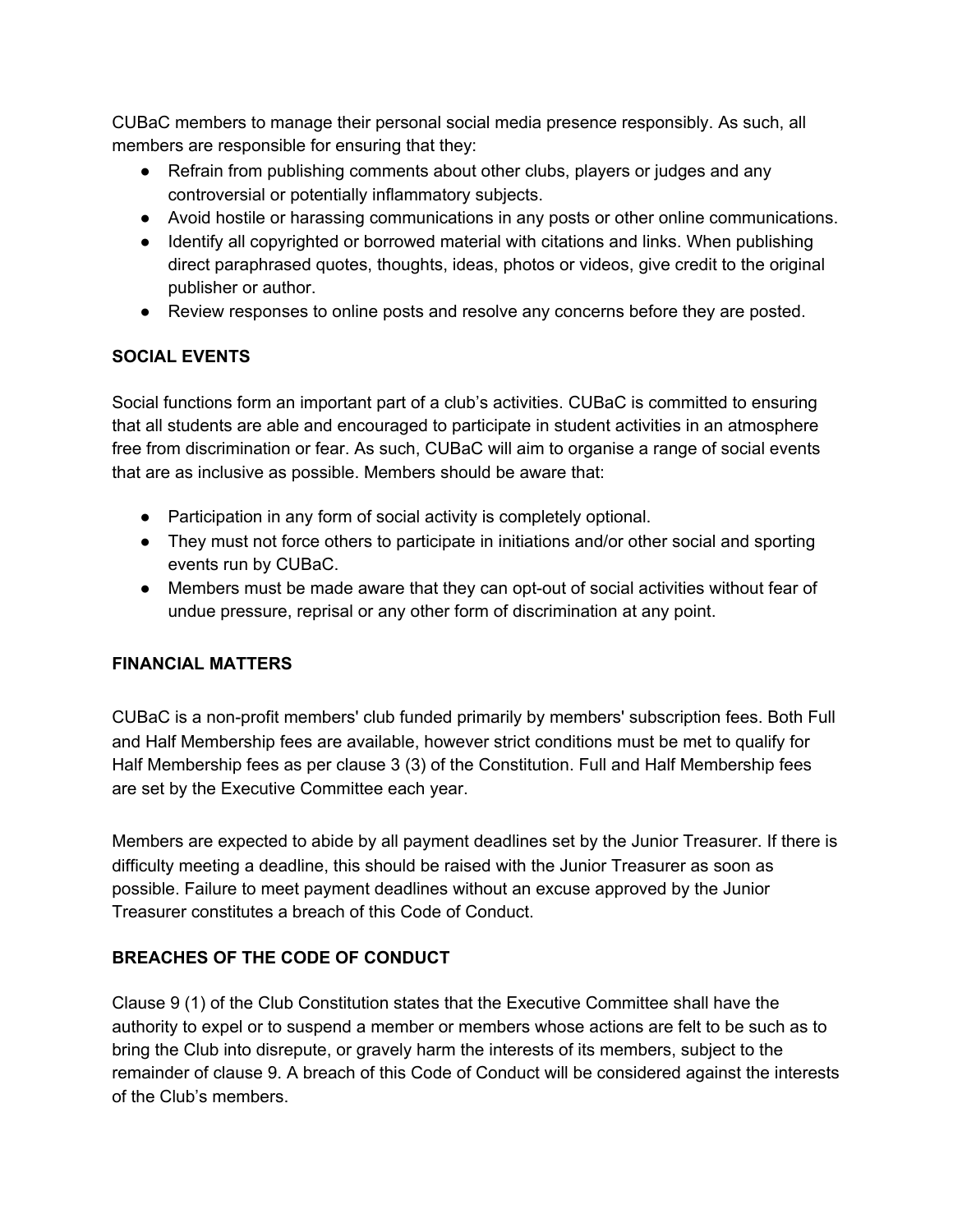CUBaC members to manage their personal social media presence responsibly. As such, all members are responsible for ensuring that they:

- Refrain from publishing comments about other clubs, players or judges and any controversial or potentially inflammatory subjects.
- Avoid hostile or harassing communications in any posts or other online communications.
- Identify all copyrighted or borrowed material with citations and links. When publishing direct paraphrased quotes, thoughts, ideas, photos or videos, give credit to the original publisher or author.
- Review responses to online posts and resolve any concerns before they are posted.

**SOCIAL EVENTS**

Social functions form an important part of a club's activities. CUBaC is committed to ensuring that all students are able and encouraged to participate in student activities in an atmosphere free from discrimination or fear. As such, CUBaC will aim to organise a range of social events that are as inclusive as possible. Members should be aware that:

- Participation in any form of social activity is completely optional.
- They must not force others to participate in initiations and/or other social and sporting events run by CUBaC.
- Members must be made aware that they can opt-out of social activities without fear of undue pressure, reprisal or any other form of discrimination at any point.

**FINANCIAL MATTERS**

CUBaC is a non-profit members' club funded primarily by members' subscription fees. Both Full and Half Membership fees are available, however strict conditions must be met to qualify for Half Membership fees as per clause 3 (3) of the Constitution. Full and Half Membership fees are set by the Executive Committee each year.

Members are expected to abide by all payment deadlines set by the Junior Treasurer. If there is difficulty meeting a deadline, this should be raised with the Junior Treasurer as soon as possible. Failure to meet payment deadlines without an excuse approved by the Junior Treasurer constitutes a breach of this Code of Conduct.

**BREACHES OF THE CODE OF CONDUCT**

Clause 9 (1) of the Club Constitution states that the Executive Committee shall have the authority to expel or to suspend a member or members whose actions are felt to be such as to bring the Club into disrepute, or gravely harm the interests of its members, subject to the remainder of clause 9. A breach of this Code of Conduct will be considered against the interests of the Club's members.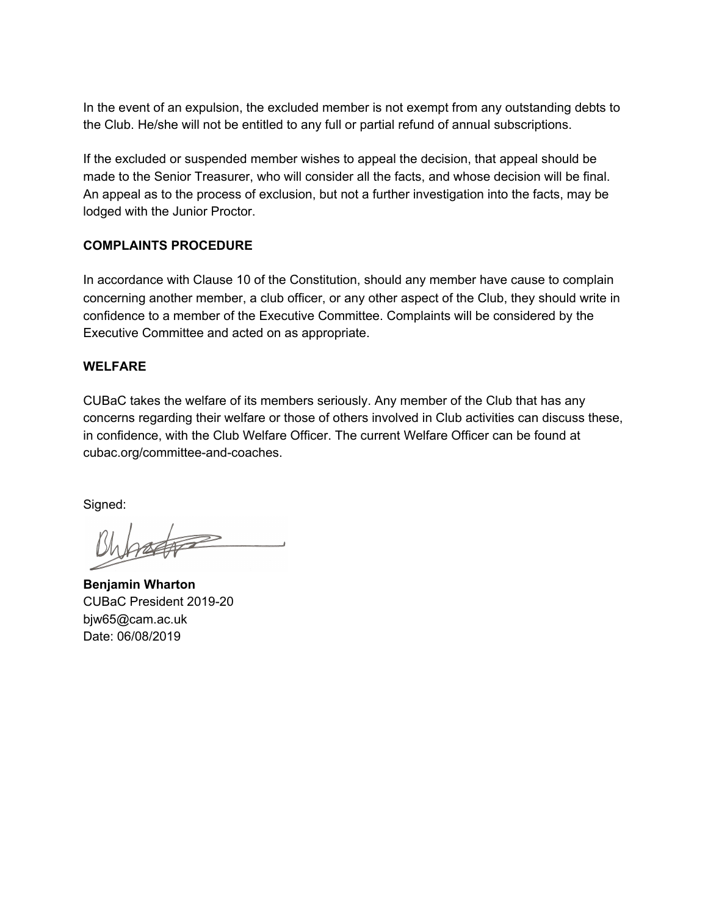In the event of an expulsion, the excluded member is not exempt from any outstanding debts to the Club. He/she will not be entitled to any full or partial refund of annual subscriptions.

If the excluded or suspended member wishes to appeal the decision, that appeal should be made to the Senior Treasurer, who will consider all the facts, and whose decision will be final. An appeal as to the process of exclusion, but not a further investigation into the facts, may be lodged with the Junior Proctor.

**COMPLAINTS PROCEDURE**

In accordance with Clause 10 of the Constitution, should any member have cause to complain concerning another member, a club officer, or any other aspect of the Club, they should write in confidence to a member of the Executive Committee. Complaints will be considered by the Executive Committee and acted on as appropriate.

**WELFARE**

CUBaC takes the welfare of its members seriously. Any member of the Club that has any concerns regarding their welfare or those of others involved in Club activities can discuss these, in confidence, with the Club Welfare Officer. The current Welfare Officer can be found at cubac.org/committee-and-coaches.

Signed:

**Benjamin Wharton**
CUBaC President 2019-20
bjw65@cam.ac.uk
Date: 06/08/2019